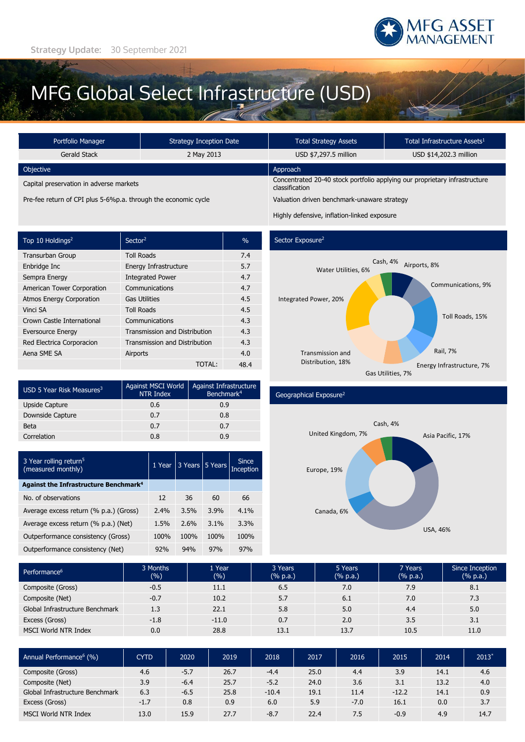Strategy Update: 30 September 2021

MFG ASSET MANAGEMENT

# MFG Global Select Infrastructure (USD)

| Portfolio Manager | Strategy Inception Date | Total Strategy Assets | Total Infrastructure Assets[1] |
|---|---|---|---|
| Gerald Stack | 2 May 2013 | USD $7,297.5 million | USD $14,202.3 million |

**Objective**

Capital preservation in adverse markets

Pre-fee return of CPI plus 5-6%p.a. through the economic cycle

**Approach**

Concentrated 20-40 stock portfolio applying our proprietary infrastructure classification

Valuation driven benchmark-unaware strategy

Highly defensive, inflation-linked exposure

| Top 10 Holdings[2] | Sector[2] | % |
|---|---|---|
| Transurban Group | Toll Roads | 7.4 |
| Enbridge Inc | Energy Infrastructure | 5.7 |
| Sempra Energy | Integrated Power | 4.7 |
| American Tower Corporation | Communications | 4.7 |
| Atmos Energy Corporation | Gas Utilities | 4.5 |
| Vinci SA | Toll Roads | 4.5 |
| Crown Castle International | Communications | 4.3 |
| Eversource Energy | Transmission and Distribution | 4.3 |
| Red Electrica Corporacion | Transmission and Distribution | 4.3 |
| Aena SME SA | Airports | 4.0 |
| | TOTAL: | 48.4 |

**Sector Exposure[2]**

Cash, 4%; Airports, 8%; Communications, 9%; Toll Roads, 15%; Rail, 7%; Energy Infrastructure, 7%; Gas Utilities, 7%; Transmission and Distribution, 18%; Integrated Power, 20%; Water Utilities, 6%

| USD 5 Year Risk Measures[3] | Against MSCI World NTR Index | Against Infrastructure Benchmark[4] |
|---|---|---|
| Upside Capture | 0.6 | 0.9 |
| Downside Capture | 0.7 | 0.8 |
| Beta | 0.7 | 0.7 |
| Correlation | 0.8 | 0.9 |

**Geographical Exposure[2]**

Cash, 4%; Asia Pacific, 17%; USA, 46%; Canada, 6%; Europe, 19%; United Kingdom, 7%

| 3 Year rolling return[5] (measured monthly) | 1 Year | 3 Years | 5 Years | Since Inception |
|---|---|---|---|---|
| **Against the Infrastructure Benchmark[4]** | | | | |
| No. of observations | 12 | 36 | 60 | 66 |
| Average excess return (% p.a.) (Gross) | 2.4% | 3.5% | 3.9% | 4.1% |
| Average excess return (% p.a.) (Net) | 1.5% | 2.6% | 3.1% | 3.3% |
| Outperformance consistency (Gross) | 100% | 100% | 100% | 100% |
| Outperformance consistency (Net) | 92% | 94% | 97% | 97% |

| Performance[6] | 3 Months (%) | 1 Year (%) | 3 Years (% p.a.) | 5 Years (% p.a.) | 7 Years (% p.a.) | Since Inception (% p.a.) |
|---|---|---|---|---|---|---|
| Composite (Gross) | -0.5 | 11.1 | 6.5 | 7.0 | 7.9 | 8.1 |
| Composite (Net) | -0.7 | 10.2 | 5.7 | 6.1 | 7.0 | 7.3 |
| Global Infrastructure Benchmark | 1.3 | 22.1 | 5.8 | 5.0 | 4.4 | 5.0 |
| Excess (Gross) | -1.8 | -11.0 | 0.7 | 2.0 | 3.5 | 3.1 |
| MSCI World NTR Index | 0.0 | 28.8 | 13.1 | 13.7 | 10.5 | 11.0 |

| Annual Performance[6] (%) | CYTD | 2020 | 2019 | 2018 | 2017 | 2016 | 2015 | 2014 | 2013* |
|---|---|---|---|---|---|---|---|---|---|
| Composite (Gross) | 4.6 | -5.7 | 26.7 | -4.4 | 25.0 | 4.4 | 3.9 | 14.1 | 4.6 |
| Composite (Net) | 3.9 | -6.4 | 25.7 | -5.2 | 24.0 | 3.6 | 3.1 | 13.2 | 4.0 |
| Global Infrastructure Benchmark | 6.3 | -6.5 | 25.8 | -10.4 | 19.1 | 11.4 | -12.2 | 14.1 | 0.9 |
| Excess (Gross) | -1.7 | 0.8 | 0.9 | 6.0 | 5.9 | -7.0 | 16.1 | 0.0 | 3.7 |
| MSCI World NTR Index | 13.0 | 15.9 | 27.7 | -8.7 | 22.4 | 7.5 | -0.9 | 4.9 | 14.7 |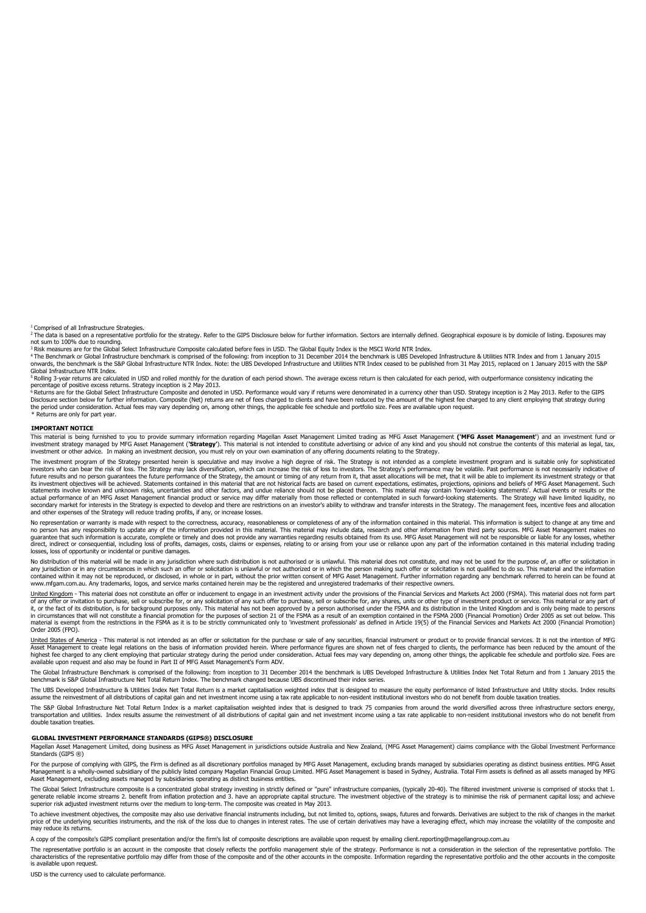[1] Comprised of all Infrastructure Strategies.

[2] The data is based on a representative portfolio for the strategy. Refer to the GIPS Disclosure below for further information. Sectors are internally defined. Geographical exposure is by domicile of listing. Exposures may not sum to 100% due to rounding.

[3] Risk measures are for the Global Select Infrastructure Composite calculated before fees in USD. The Global Equity Index is the MSCI World NTR Index.

[4] The Benchmark or Global Infrastructure benchmark is comprised of the following: from inception to 31 December 2014 the benchmark is UBS Developed Infrastructure & Utilities NTR Index and from 1 January 2015 onwards, the benchmark is the S&P Global Infrastructure NTR Index. Note: the UBS Developed Infrastructure and Utilities NTR Index ceased to be published from 31 May 2015, replaced on 1 January 2015 with the S&P Global Infrastructure NTR Index.

[5] Rolling 3-year returns are calculated in USD and rolled monthly for the duration of each period shown. The average excess return is then calculated for each period, with outperformance consistency indicating the percentage of positive excess returns. Strategy inception is 2 May 2013.

[6] Returns are for the Global Select Infrastructure Composite and denoted in USD. Performance would vary if returns were denominated in a currency other than USD. Strategy inception is 2 May 2013. Refer to the GIPS Disclosure section below for further information. Composite (Net) returns are net of fees charged to clients and have been reduced by the amount of the highest fee charged to any client employing that strategy during the period under consideration. Actual fees may vary depending on, among other things, the applicable fee schedule and portfolio size. Fees are available upon request.

\* Returns are only for part year.

## IMPORTANT NOTICE

This material is being furnished to you to provide summary information regarding Magellan Asset Management Limited trading as MFG Asset Management (**'MFG Asset Management'**) and an investment fund or investment strategy managed by MFG Asset Management (**'Strategy'**). This material is not intended to constitute advertising or advice of any kind and you should not construe the contents of this material as legal, tax, investment or other advice. In making an investment decision, you must rely on your own examination of any offering documents relating to the Strategy.

The investment program of the Strategy presented herein is speculative and may involve a high degree of risk. The Strategy is not intended as a complete investment program and is suitable only for sophisticated investors who can bear the risk of loss. The Strategy may lack diversification, which can increase the risk of loss to investors. The Strategy's performance may be volatile. Past performance is not necessarily indicative of future results and no person guarantees the future performance of the Strategy, the amount or timing of any return from it, that asset allocations will be met, that it will be able to implement its investment strategy or that its investment objectives will be achieved. Statements contained in this material that are not historical facts are based on current expectations, estimates, projections, opinions and beliefs of MFG Asset Management. Such statements involve known and unknown risks, uncertainties and other factors, and undue reliance should not be placed thereon. This material may contain 'forward-looking statements'. Actual events or results or the actual performance of an MFG Asset Management financial product or service may differ materially from those reflected or contemplated in such forward-looking statements. The Strategy will have limited liquidity, no secondary market for interests in the Strategy is expected to develop and there are restrictions on an investor's ability to withdraw and transfer interests in the Strategy. The management fees, incentive fees and allocation and other expenses of the Strategy will reduce trading profits, if any, or increase losses.

No representation or warranty is made with respect to the correctness, accuracy, reasonableness or completeness of any of the information contained in this material. This information is subject to change at any time and no person has any responsibility to update any of the information provided in this material. This material may include data, research and other information from third party sources. MFG Asset Management makes no guarantee that such information is accurate, complete or timely and does not provide any warranties regarding results obtained from its use. MFG Asset Management will not be responsible or liable for any losses, whether direct, indirect or consequential, including loss of profits, damages, costs, claims or expenses, relating to or arising from your use or reliance upon any part of the information contained in this material including trading losses, loss of opportunity or incidental or punitive damages.

No distribution of this material will be made in any jurisdiction where such distribution is not authorised or is unlawful. This material does not constitute, and may not be used for the purpose of, an offer or solicitation in any jurisdiction or in any circumstances in which such an offer or solicitation is unlawful or not authorized or in which the person making such offer or solicitation is not qualified to do so. This material and the information contained within it may not be reproduced, or disclosed, in whole or in part, without the prior written consent of MFG Asset Management. Further information regarding any benchmark referred to herein can be found at www.mfgam.com.au. Any trademarks, logos, and service marks contained herein may be the registered and unregistered trademarks of their respective owners.

United Kingdom - This material does not constitute an offer or inducement to engage in an investment activity under the provisions of the Financial Services and Markets Act 2000 (FSMA). This material does not form part of any offer or invitation to purchase, sell or subscribe for, or any solicitation of any such offer to purchase, sell or subscribe for, any shares, units or other type of investment product or service. This material or any part of it, or the fact of its distribution, is for background purposes only. This material has not been approved by a person authorised under the FSMA and its distribution in the United Kingdom and is only being made to persons in circumstances that will not constitute a financial promotion for the purposes of section 21 of the FSMA as a result of an exemption contained in the FSMA 2000 (Financial Promotion) Order 2005 as set out below. This material is exempt from the restrictions in the FSMA as it is to be strictly communicated only to 'investment professionals' as defined in Article 19(5) of the Financial Services and Markets Act 2000 (Financial Promotion) Order 2005 (FPO).

United States of America - This material is not intended as an offer or solicitation for the purchase or sale of any securities, financial instrument or product or to provide financial services. It is not the intention of MFG Asset Management to create legal relations on the basis of information provided herein. Where performance figures are shown net of fees charged to clients, the performance has been reduced by the amount of the highest fee charged to any client employing that particular strategy during the period under consideration. Actual fees may vary depending on, among other things, the applicable fee schedule and portfolio size. Fees are available upon request and also may be found in Part II of MFG Asset Management's Form ADV.

The Global Infrastructure Benchmark is comprised of the following: from inception to 31 December 2014 the benchmark is UBS Developed Infrastructure & Utilities Index Net Total Return and from 1 January 2015 the benchmark is S&P Global Infrastructure Net Total Return Index. The benchmark changed because UBS discontinued their index series.

The UBS Developed Infrastructure & Utilities Index Net Total Return is a market capitalisation weighted index that is designed to measure the equity performance of listed Infrastructure and Utility stocks. Index results assume the reinvestment of all distributions of capital gain and net investment income using a tax rate applicable to non-resident institutional investors who do not benefit from double taxation treaties.

The S&P Global Infrastructure Net Total Return Index is a market capitalisation weighted index that is designed to track 75 companies from around the world diversified across three infrastructure sectors energy, transportation and utilities. Index results assume the reinvestment of all distributions of capital gain and net investment income using a tax rate applicable to non-resident institutional investors who do not benefit from double taxation treaties.

## GLOBAL INVESTMENT PERFORMANCE STANDARDS (GIPS®) DISCLOSURE

Magellan Asset Management Limited, doing business as MFG Asset Management in jurisdictions outside Australia and New Zealand, (MFG Asset Management) claims compliance with the Global Investment Performance Standards (GIPS ®)

For the purpose of complying with GIPS, the Firm is defined as all discretionary portfolios managed by MFG Asset Management, excluding brands managed by subsidiaries operating as distinct business entities. MFG Asset Management is a wholly-owned subsidiary of the publicly listed company Magellan Financial Group Limited. MFG Asset Management is based in Sydney, Australia. Total Firm assets is defined as all assets managed by MFG Asset Management, excluding assets managed by subsidiaries operating as distinct business entities.

The Global Select Infrastructure composite is a concentrated global strategy investing in strictly defined or "pure" infrastructure companies, (typically 20-40). The filtered investment universe is comprised of stocks that 1. generate reliable income streams 2. benefit from inflation protection and 3. have an appropriate capital structure. The investment objective of the strategy is to minimise the risk of permanent capital loss; and achieve superior risk adjusted investment returns over the medium to long-term. The composite was created in May 2013.

To achieve investment objectives, the composite may also use derivative financial instruments including, but not limited to, options, swaps, futures and forwards. Derivatives are subject to the risk of changes in the market price of the underlying securities instruments, and the risk of the loss due to changes in interest rates. The use of certain derivatives may have a leveraging effect, which may increase the volatility of the composite and may reduce its returns.

A copy of the composite's GIPS compliant presentation and/or the firm's list of composite descriptions are available upon request by emailing client.reporting@magellangroup.com.au

The representative portfolio is an account in the composite that closely reflects the portfolio management style of the strategy. Performance is not a consideration in the selection of the representative portfolio. The characteristics of the representative portfolio may differ from those of the composite and of the other accounts in the composite. Information regarding the representative portfolio and the other accounts in the composite is available upon request.

USD is the currency used to calculate performance.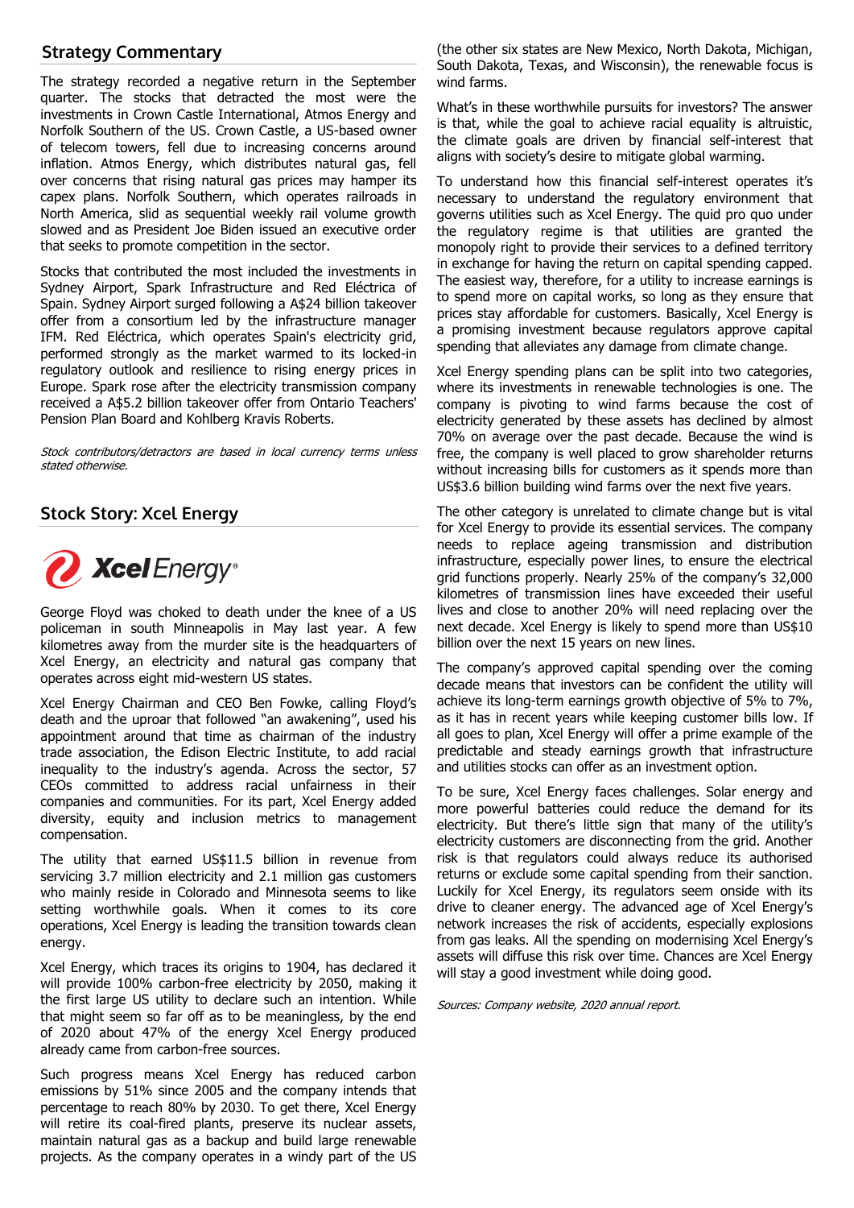## Strategy Commentary

The strategy recorded a negative return in the September quarter. The stocks that detracted the most were the investments in Crown Castle International, Atmos Energy and Norfolk Southern of the US. Crown Castle, a US-based owner of telecom towers, fell due to increasing concerns around inflation. Atmos Energy, which distributes natural gas, fell over concerns that rising natural gas prices may hamper its capex plans. Norfolk Southern, which operates railroads in North America, slid as sequential weekly rail volume growth slowed and as President Joe Biden issued an executive order that seeks to promote competition in the sector.

Stocks that contributed the most included the investments in Sydney Airport, Spark Infrastructure and Red Eléctrica of Spain. Sydney Airport surged following a A$24 billion takeover offer from a consortium led by the infrastructure manager IFM. Red Eléctrica, which operates Spain's electricity grid, performed strongly as the market warmed to its locked-in regulatory outlook and resilience to rising energy prices in Europe. Spark rose after the electricity transmission company received a A$5.2 billion takeover offer from Ontario Teachers' Pension Plan Board and Kohlberg Kravis Roberts.

*Stock contributors/detractors are based in local currency terms unless stated otherwise.*

## Stock Story: Xcel Energy

George Floyd was choked to death under the knee of a US policeman in south Minneapolis in May last year. A few kilometres away from the murder site is the headquarters of Xcel Energy, an electricity and natural gas company that operates across eight mid-western US states.

Xcel Energy Chairman and CEO Ben Fowke, calling Floyd's death and the uproar that followed "an awakening", used his appointment around that time as chairman of the industry trade association, the Edison Electric Institute, to add racial inequality to the industry's agenda. Across the sector, 57 CEOs committed to address racial unfairness in their companies and communities. For its part, Xcel Energy added diversity, equity and inclusion metrics to management compensation.

The utility that earned US$11.5 billion in revenue from servicing 3.7 million electricity and 2.1 million gas customers who mainly reside in Colorado and Minnesota seems to like setting worthwhile goals. When it comes to its core operations, Xcel Energy is leading the transition towards clean energy.

Xcel Energy, which traces its origins to 1904, has declared it will provide 100% carbon-free electricity by 2050, making it the first large US utility to declare such an intention. While that might seem so far off as to be meaningless, by the end of 2020 about 47% of the energy Xcel Energy produced already came from carbon-free sources.

Such progress means Xcel Energy has reduced carbon emissions by 51% since 2005 and the company intends that percentage to reach 80% by 2030. To get there, Xcel Energy will retire its coal-fired plants, preserve its nuclear assets, maintain natural gas as a backup and build large renewable projects. As the company operates in a windy part of the US (the other six states are New Mexico, North Dakota, Michigan, South Dakota, Texas, and Wisconsin), the renewable focus is wind farms.

What's in these worthwhile pursuits for investors? The answer is that, while the goal to achieve racial equality is altruistic, the climate goals are driven by financial self-interest that aligns with society's desire to mitigate global warming.

To understand how this financial self-interest operates it's necessary to understand the regulatory environment that governs utilities such as Xcel Energy. The quid pro quo under the regulatory regime is that utilities are granted the monopoly right to provide their services to a defined territory in exchange for having the return on capital spending capped. The easiest way, therefore, for a utility to increase earnings is to spend more on capital works, so long as they ensure that prices stay affordable for customers. Basically, Xcel Energy is a promising investment because regulators approve capital spending that alleviates any damage from climate change.

Xcel Energy spending plans can be split into two categories, where its investments in renewable technologies is one. The company is pivoting to wind farms because the cost of electricity generated by these assets has declined by almost 70% on average over the past decade. Because the wind is free, the company is well placed to grow shareholder returns without increasing bills for customers as it spends more than US$3.6 billion building wind farms over the next five years.

The other category is unrelated to climate change but is vital for Xcel Energy to provide its essential services. The company needs to replace ageing transmission and distribution infrastructure, especially power lines, to ensure the electrical grid functions properly. Nearly 25% of the company's 32,000 kilometres of transmission lines have exceeded their useful lives and close to another 20% will need replacing over the next decade. Xcel Energy is likely to spend more than US$10 billion over the next 15 years on new lines.

The company's approved capital spending over the coming decade means that investors can be confident the utility will achieve its long-term earnings growth objective of 5% to 7%, as it has in recent years while keeping customer bills low. If all goes to plan, Xcel Energy will offer a prime example of the predictable and steady earnings growth that infrastructure and utilities stocks can offer as an investment option.

To be sure, Xcel Energy faces challenges. Solar energy and more powerful batteries could reduce the demand for its electricity. But there's little sign that many of the utility's electricity customers are disconnecting from the grid. Another risk is that regulators could always reduce its authorised returns or exclude some capital spending from their sanction. Luckily for Xcel Energy, its regulators seem onside with its drive to cleaner energy. The advanced age of Xcel Energy's network increases the risk of accidents, especially explosions from gas leaks. All the spending on modernising Xcel Energy's assets will diffuse this risk over time. Chances are Xcel Energy will stay a good investment while doing good.

*Sources: Company website, 2020 annual report.*